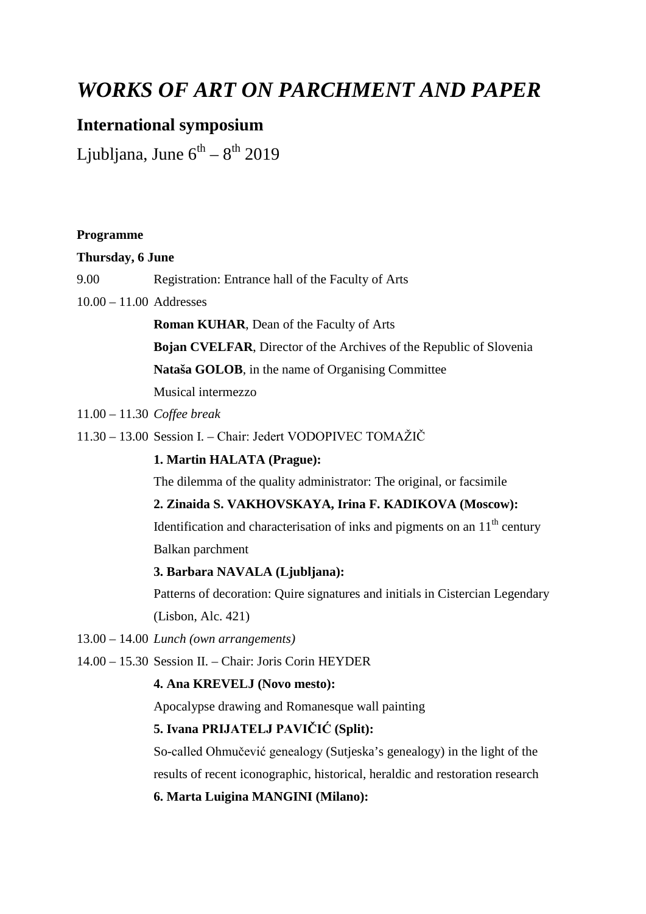# *WORKS OF ART ON PARCHMENT AND PAPER*

## International symposium

Ljubljana, June 6th – 8th 2019

**Programme**

**Thursday, 6 June**

9.00 Registration: Entrance hall of the Faculty of Arts

10.00 – 11.00 Addresses

**Roman KUHAR**, Dean of the Faculty of Arts

**Bojan CVELFAR**, Director of the Archives of the Republic of Slovenia

**Nataša GOLOB**, in the name of Organising Committee

Musical intermezzo

11.00 – 11.30 *Coffee break*

11.30 – 13.00 Session I. – Chair: Jedert VODOPIVEC TOMAŽIČ

**1. Martin HALATA (Prague):**

The dilemma of the quality administrator: The original, or facsimile

**2. Zinaida S. VAKHOVSKAYA, Irina F. KADIKOVA (Moscow):**

Identification and characterisation of inks and pigments on an 11th century Balkan parchment

**3. Barbara NAVALA (Ljubljana):**

Patterns of decoration: Quire signatures and initials in Cistercian Legendary (Lisbon, Alc. 421)

13.00 – 14.00 *Lunch (own arrangements)*

14.00 – 15.30 Session II. – Chair: Joris Corin HEYDER

**4. Ana KREVELJ (Novo mesto):**

Apocalypse drawing and Romanesque wall painting

**5. Ivana PRIJATELJ PAVIČIĆ (Split):**

So-called Ohmučević genealogy (Sutjeska's genealogy) in the light of the results of recent iconographic, historical, heraldic and restoration research

**6. Marta Luigina MANGINI (Milano):**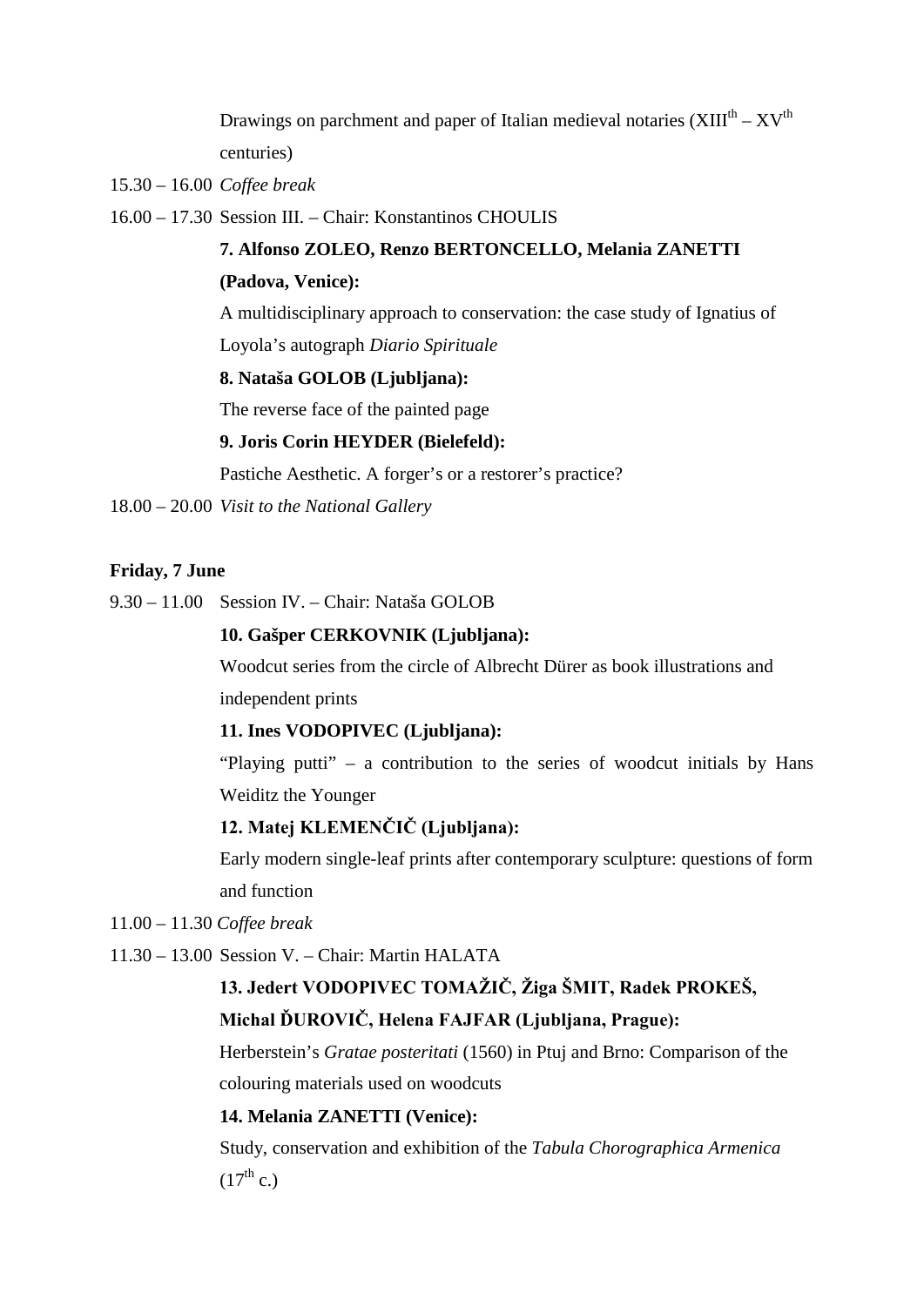Drawings on parchment and paper of Italian medieval notaries (XIII$^{th}$ – XV$^{th}$ centuries)

15.30 – 16.00 *Coffee break*

16.00 – 17.30 Session III. – Chair: Konstantinos CHOULIS

**7. Alfonso ZOLEO, Renzo BERTONCELLO, Melania ZANETTI (Padova, Venice):**

A multidisciplinary approach to conservation: the case study of Ignatius of Loyola's autograph *Diario Spirituale*

**8. Nataša GOLOB (Ljubljana):**

The reverse face of the painted page

**9. Joris Corin HEYDER (Bielefeld):**

Pastiche Aesthetic. A forger's or a restorer's practice?

18.00 – 20.00 *Visit to the National Gallery*

**Friday, 7 June**

9.30 – 11.00 Session IV. – Chair: Nataša GOLOB

**10. Gašper CERKOVNIK (Ljubljana):**

Woodcut series from the circle of Albrecht Dürer as book illustrations and independent prints

**11. Ines VODOPIVEC (Ljubljana):**

"Playing putti" – a contribution to the series of woodcut initials by Hans Weiditz the Younger

**12. Matej KLEMENČIČ (Ljubljana):**

Early modern single-leaf prints after contemporary sculpture: questions of form and function

11.00 – 11.30 *Coffee break*

11.30 – 13.00 Session V. – Chair: Martin HALATA

**13. Jedert VODOPIVEC TOMAŽIČ, Žiga ŠMIT, Radek PROKEŠ, Michal ĎUROVIČ, Helena FAJFAR (Ljubljana, Prague):**

Herberstein's *Gratae posteritati* (1560) in Ptuj and Brno: Comparison of the colouring materials used on woodcuts

**14. Melania ZANETTI (Venice):**

Study, conservation and exhibition of the *Tabula Chorographica Armenica* (17$^{th}$ c.)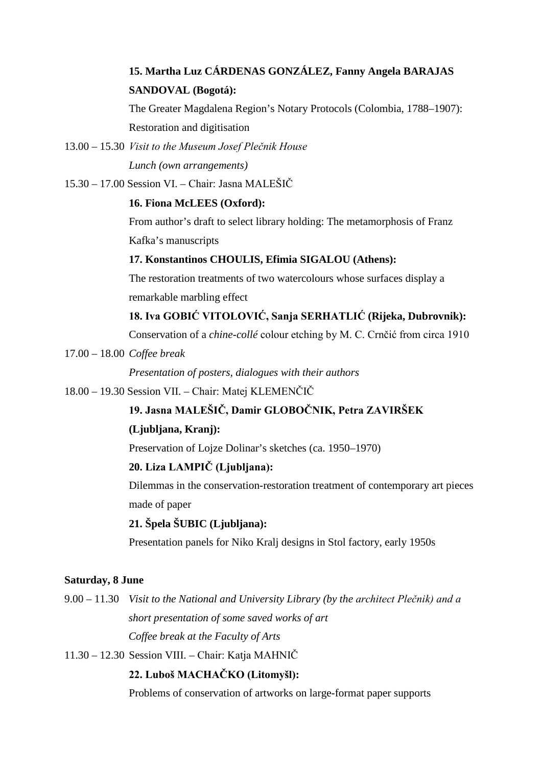**15. Martha Luz CÁRDENAS GONZÁLEZ, Fanny Angela BARAJAS SANDOVAL (Bogotá):**

The Greater Magdalena Region's Notary Protocols (Colombia, 1788–1907): Restoration and digitisation

13.00 – 15.30 *Visit to the Museum Josef Plečnik House*

*Lunch (own arrangements)*

15.30 – 17.00 Session VI. – Chair: Jasna MALEŠIČ

**16. Fiona McLEES (Oxford):**

From author's draft to select library holding: The metamorphosis of Franz Kafka's manuscripts

**17. Konstantinos CHOULIS, Efimia SIGALOU (Athens):**

The restoration treatments of two watercolours whose surfaces display a remarkable marbling effect

**18. Iva GOBIĆ VITOLOVIĆ, Sanja SERHATLIĆ (Rijeka, Dubrovnik):**

Conservation of a *chine-collé* colour etching by M. C. Crnčić from circa 1910

17.00 – 18.00 *Coffee break*

*Presentation of posters, dialogues with their authors*

18.00 – 19.30 Session VII. – Chair: Matej KLEMENČIČ

**19. Jasna MALEŠIČ, Damir GLOBOČNIK, Petra ZAVIRŠEK (Ljubljana, Kranj):**

Preservation of Lojze Dolinar's sketches (ca. 1950–1970)

**20. Liza LAMPIČ (Ljubljana):**

Dilemmas in the conservation-restoration treatment of contemporary art pieces made of paper

**21. Špela ŠUBIC (Ljubljana):**

Presentation panels for Niko Kralj designs in Stol factory, early 1950s

**Saturday, 8 June**

9.00 – 11.30 *Visit to the National and University Library (by the architect Plečnik) and a short presentation of some saved works of art*

*Coffee break at the Faculty of Arts*

11.30 – 12.30 Session VIII. – Chair: Katja MAHNIČ

**22. Luboš MACHAČKO (Litomyšl):**

Problems of conservation of artworks on large-format paper supports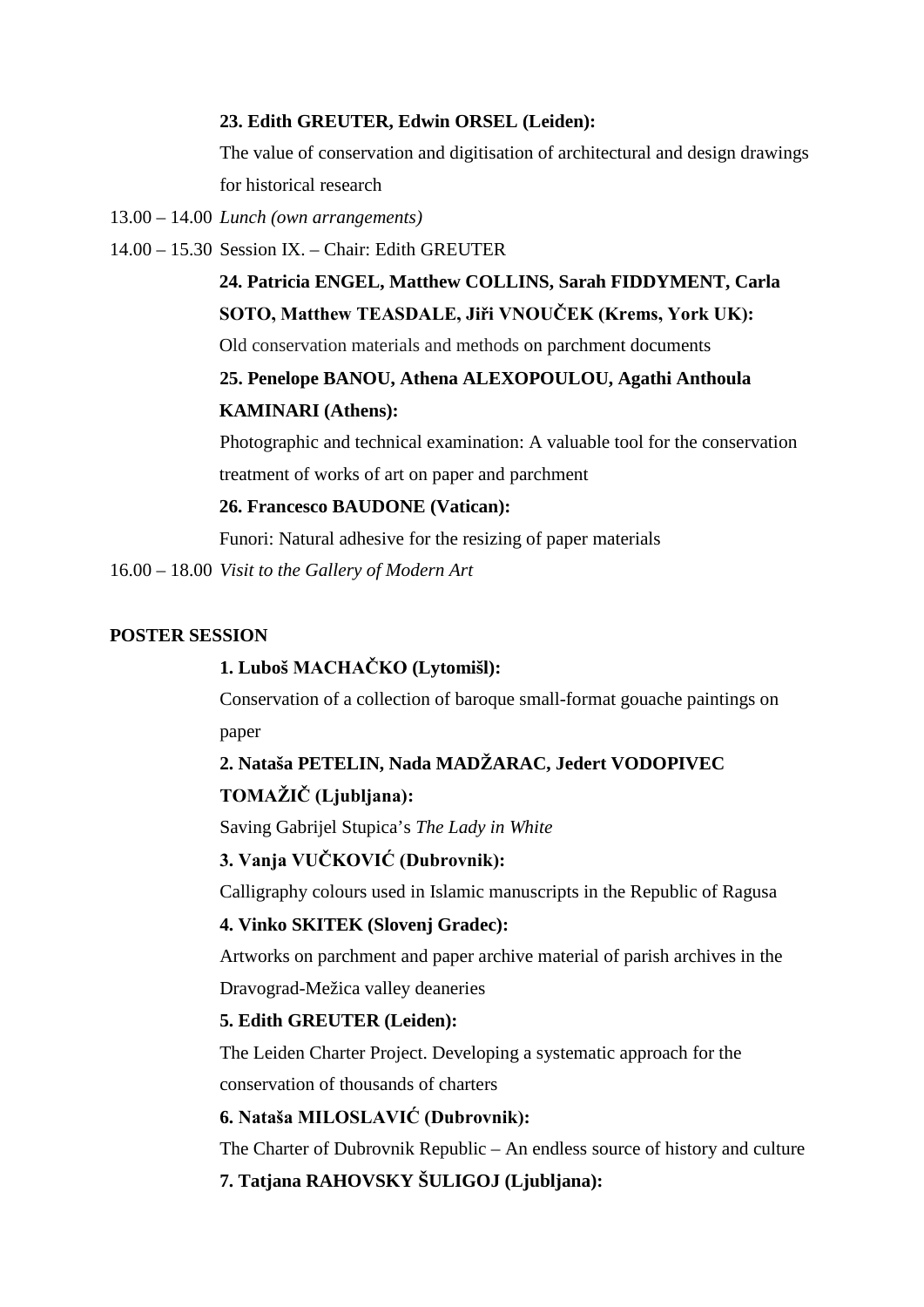**23. Edith GREUTER, Edwin ORSEL (Leiden):**

The value of conservation and digitisation of architectural and design drawings for historical research

13.00 – 14.00 *Lunch (own arrangements)*

14.00 – 15.30 Session IX. – Chair: Edith GREUTER

**24. Patricia ENGEL, Matthew COLLINS, Sarah FIDDYMENT, Carla SOTO, Matthew TEASDALE, Jiři VNOUČEK (Krems, York UK):**

Old conservation materials and methods on parchment documents

**25. Penelope BANOU, Athena ALEXOPOULOU, Agathi Anthoula KAMINARI (Athens):**

Photographic and technical examination: A valuable tool for the conservation treatment of works of art on paper and parchment

**26. Francesco BAUDONE (Vatican):**

Funori: Natural adhesive for the resizing of paper materials

16.00 – 18.00 *Visit to the Gallery of Modern Art*

**POSTER SESSION**

**1. Luboš MACHAČKO (Lytomišl):**

Conservation of a collection of baroque small-format gouache paintings on paper

**2. Nataša PETELIN, Nada MADŽARAC, Jedert VODOPIVEC TOMAŽIČ (Ljubljana):**

Saving Gabrijel Stupica's *The Lady in White*

**3. Vanja VUČKOVIĆ (Dubrovnik):**

Calligraphy colours used in Islamic manuscripts in the Republic of Ragusa

**4. Vinko SKITEK (Slovenj Gradec):**

Artworks on parchment and paper archive material of parish archives in the Dravograd-Mežica valley deaneries

**5. Edith GREUTER (Leiden):**

The Leiden Charter Project. Developing a systematic approach for the conservation of thousands of charters

**6. Nataša MILOSLAVIĆ (Dubrovnik):**

The Charter of Dubrovnik Republic – An endless source of history and culture

**7. Tatjana RAHOVSKY ŠULIGOJ (Ljubljana):**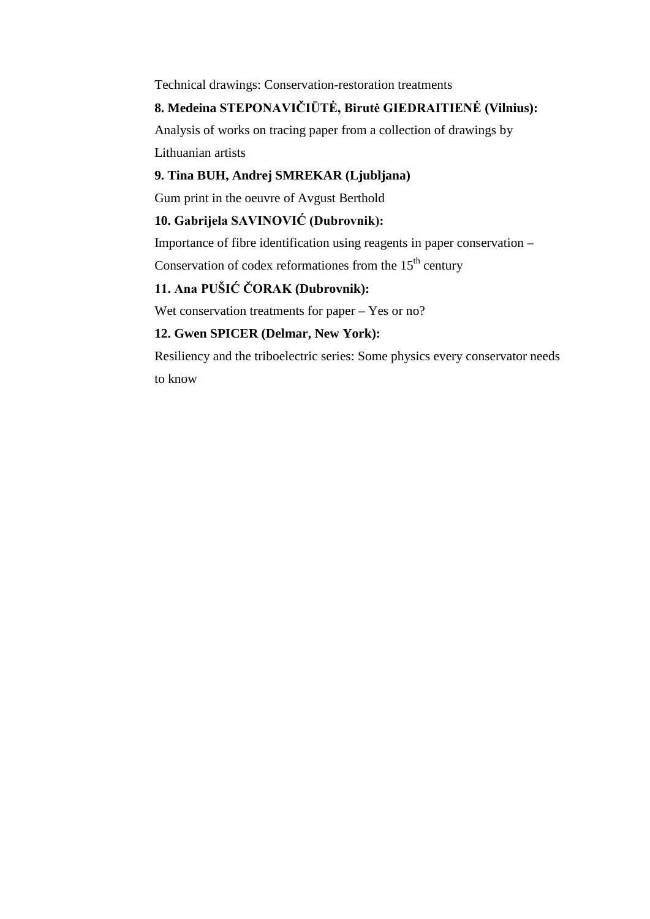Technical drawings: Conservation-restoration treatments

**8. Medeina STEPONAVIČIŪTĖ, Birutė GIEDRAITIENĖ (Vilnius):**

Analysis of works on tracing paper from a collection of drawings by Lithuanian artists

**9. Tina BUH, Andrej SMREKAR (Ljubljana)**

Gum print in the oeuvre of Avgust Berthold

**10. Gabrijela SAVINOVIĆ (Dubrovnik):**

Importance of fibre identification using reagents in paper conservation – Conservation of codex reformationes from the 15$^{th}$ century

**11. Ana PUŠIĆ ČORAK (Dubrovnik):**

Wet conservation treatments for paper – Yes or no?

**12. Gwen SPICER (Delmar, New York):**

Resiliency and the triboelectric series: Some physics every conservator needs to know